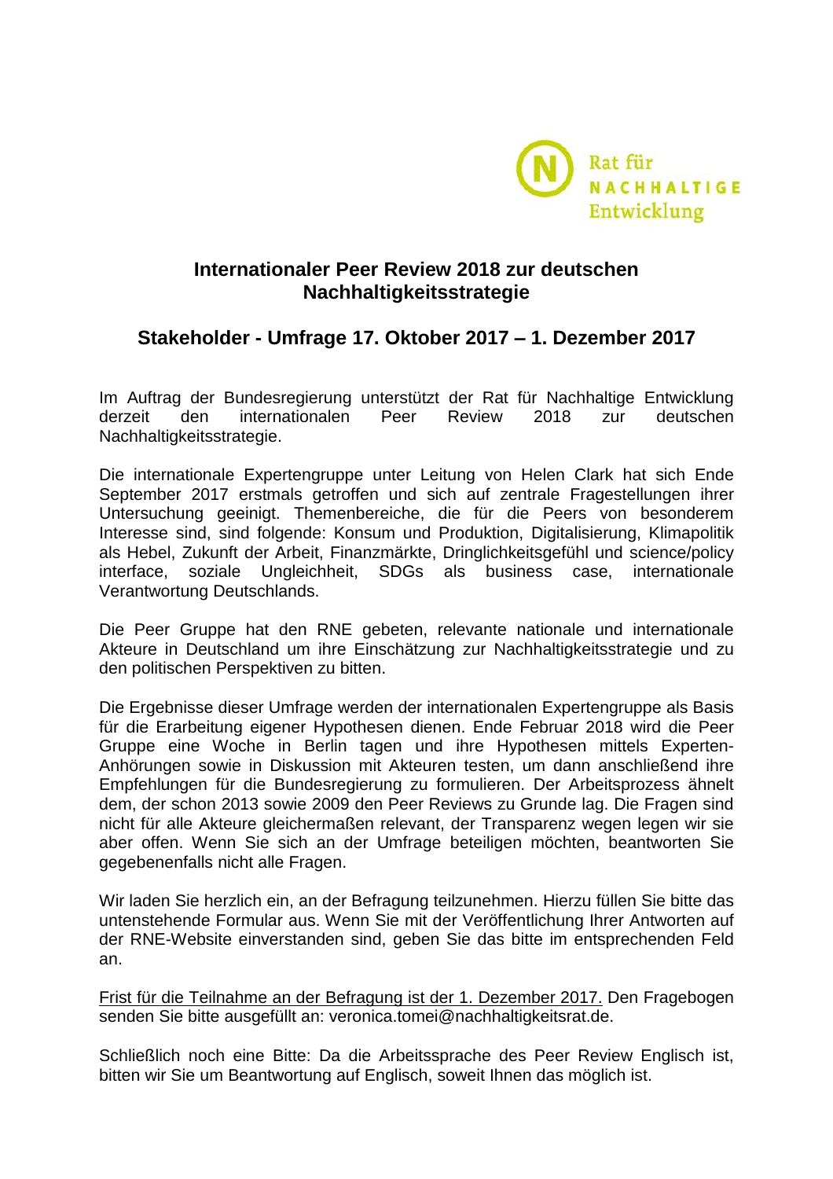Rat für NACHHALTIGE Entwicklung

## Internationaler Peer Review 2018 zur deutschen Nachhaltigkeitsstrategie

## Stakeholder - Umfrage 17. Oktober 2017 – 1. Dezember 2017

Im Auftrag der Bundesregierung unterstützt der Rat für Nachhaltige Entwicklung derzeit den internationalen Peer Review 2018 zur deutschen Nachhaltigkeitsstrategie.

Die internationale Expertengruppe unter Leitung von Helen Clark hat sich Ende September 2017 erstmals getroffen und sich auf zentrale Fragestellungen ihrer Untersuchung geeinigt. Themenbereiche, die für die Peers von besonderem Interesse sind, sind folgende: Konsum und Produktion, Digitalisierung, Klimapolitik als Hebel, Zukunft der Arbeit, Finanzmärkte, Dringlichkeitsgefühl und science/policy interface, soziale Ungleichheit, SDGs als business case, internationale Verantwortung Deutschlands.

Die Peer Gruppe hat den RNE gebeten, relevante nationale und internationale Akteure in Deutschland um ihre Einschätzung zur Nachhaltigkeitsstrategie und zu den politischen Perspektiven zu bitten.

Die Ergebnisse dieser Umfrage werden der internationalen Expertengruppe als Basis für die Erarbeitung eigener Hypothesen dienen. Ende Februar 2018 wird die Peer Gruppe eine Woche in Berlin tagen und ihre Hypothesen mittels Experten-Anhörungen sowie in Diskussion mit Akteuren testen, um dann anschließend ihre Empfehlungen für die Bundesregierung zu formulieren. Der Arbeitsprozess ähnelt dem, der schon 2013 sowie 2009 den Peer Reviews zu Grunde lag. Die Fragen sind nicht für alle Akteure gleichermaßen relevant, der Transparenz wegen legen wir sie aber offen. Wenn Sie sich an der Umfrage beteiligen möchten, beantworten Sie gegebenenfalls nicht alle Fragen.

Wir laden Sie herzlich ein, an der Befragung teilzunehmen. Hierzu füllen Sie bitte das untenstehende Formular aus. Wenn Sie mit der Veröffentlichung Ihrer Antworten auf der RNE-Website einverstanden sind, geben Sie das bitte im entsprechenden Feld an.

Frist für die Teilnahme an der Befragung ist der 1. Dezember 2017. Den Fragebogen senden Sie bitte ausgefüllt an: veronica.tomei@nachhaltigkeitsrat.de.

Schließlich noch eine Bitte: Da die Arbeitssprache des Peer Review Englisch ist, bitten wir Sie um Beantwortung auf Englisch, soweit Ihnen das möglich ist.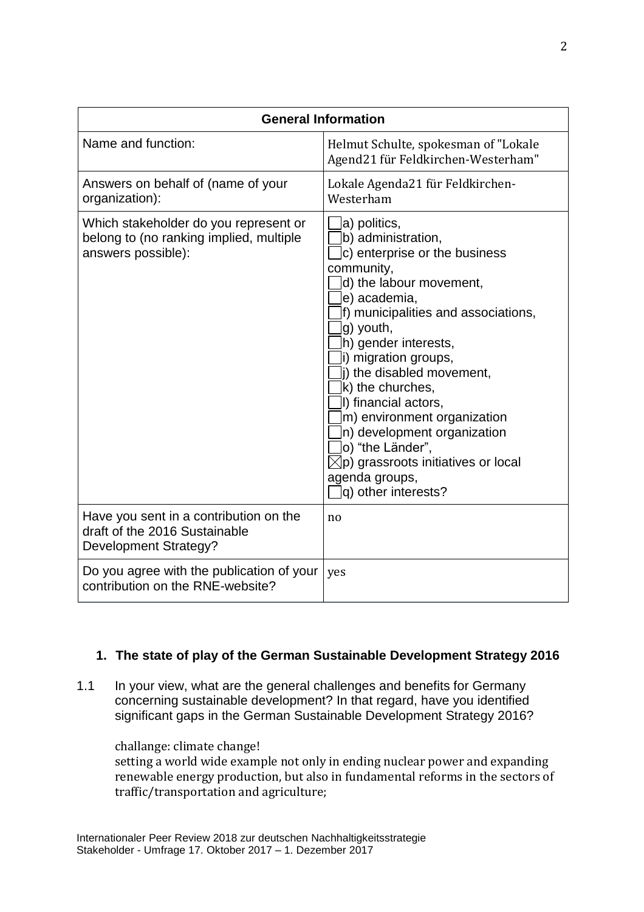| General Information | |
|---|---|
| Name and function: | Helmut Schulte, spokesman of "Lokale Agend21 für Feldkirchen-Westerham" |
| Answers on behalf of (name of your organization): | Lokale Agenda21 für Feldkirchen-Westerham |
| Which stakeholder do you represent or belong to (no ranking implied, multiple answers possible): | ☐ a) politics,<br>☐ b) administration,<br>☐ c) enterprise or the business community,<br>☐ d) the labour movement,<br>☐ e) academia,<br>☐ f) municipalities and associations,<br>☐ g) youth,<br>☐ h) gender interests,<br>☐ i) migration groups,<br>☐ j) the disabled movement,<br>☐ k) the churches,<br>☐ l) financial actors,<br>☐ m) environment organization<br>☐ n) development organization<br>☐ o) "the Länder",<br>☒ p) grassroots initiatives or local agenda groups,<br>☐ q) other interests? |
| Have you sent in a contribution on the draft of the 2016 Sustainable Development Strategy? | no |
| Do you agree with the publication of your contribution on the RNE-website? | yes |

## 1. The state of play of the German Sustainable Development Strategy 2016

1.1 In your view, what are the general challenges and benefits for Germany concerning sustainable development? In that regard, have you identified significant gaps in the German Sustainable Development Strategy 2016?

challange: climate change!
setting a world wide example not only in ending nuclear power and expanding renewable energy production, but also in fundamental reforms in the sectors of traffic/transportation and agriculture;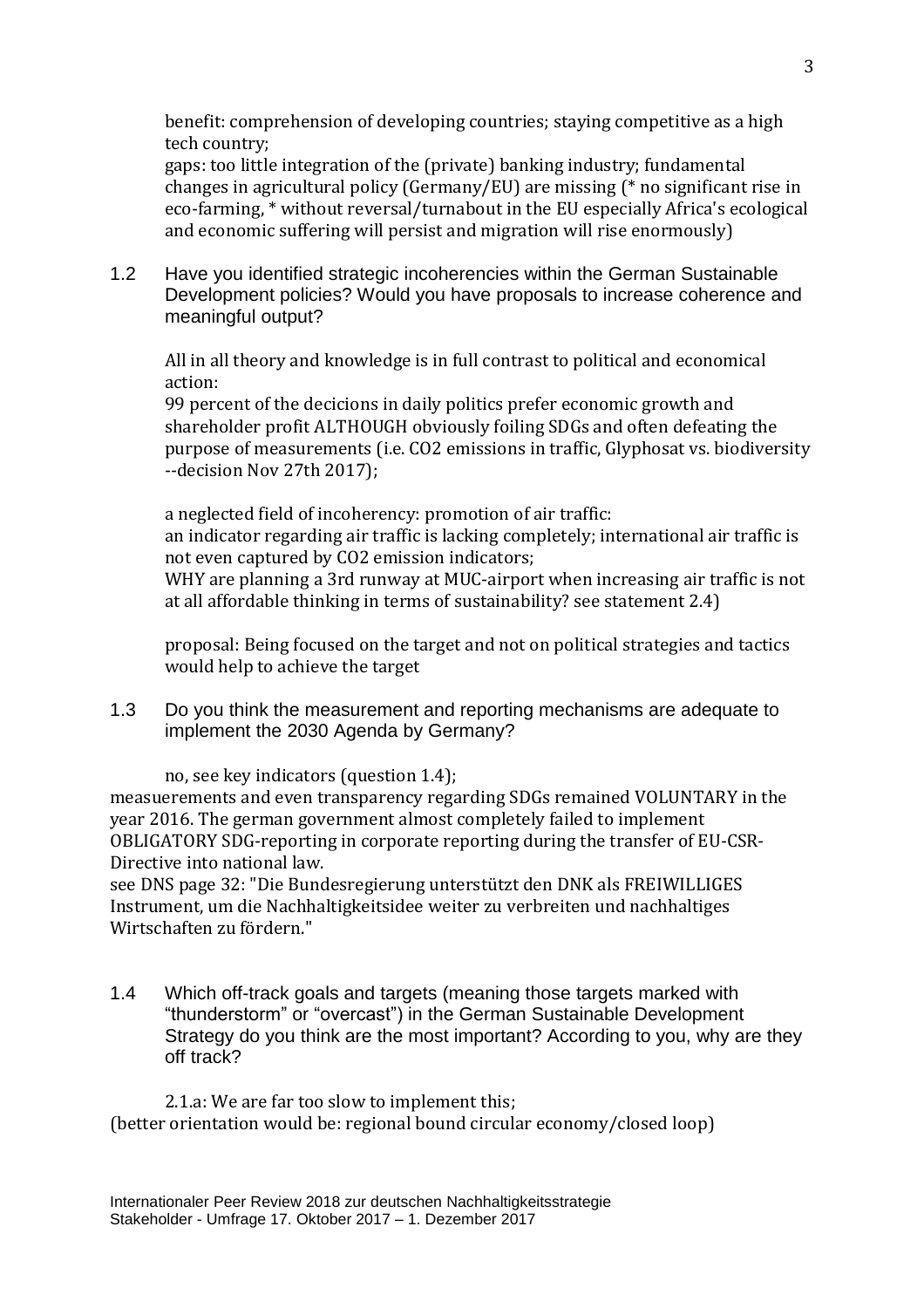benefit: comprehension of developing countries; staying competitive as a high tech country;
gaps: too little integration of the (private) banking industry; fundamental changes in agricultural policy (Germany/EU) are missing (* no significant rise in eco-farming, * without reversal/turnabout in the EU especially Africa's ecological and economic suffering will persist and migration will rise enormously)

1.2 Have you identified strategic incoherencies within the German Sustainable Development policies? Would you have proposals to increase coherence and meaningful output?

All in all theory and knowledge is in full contrast to political and economical action:
99 percent of the decicions in daily politics prefer economic growth and shareholder profit ALTHOUGH obviously foiling SDGs and often defeating the purpose of measurements (i.e. CO2 emissions in traffic, Glyphosat vs. biodiversity --decision Nov 27th 2017);

a neglected field of incoherency: promotion of air traffic:
an indicator regarding air traffic is lacking completely; international air traffic is not even captured by CO2 emission indicators;
WHY are planning a 3rd runway at MUC-airport when increasing air traffic is not at all affordable thinking in terms of sustainability? see statement 2.4)

proposal: Being focused on the target and not on political strategies and tactics would help to achieve the target

1.3 Do you think the measurement and reporting mechanisms are adequate to implement the 2030 Agenda by Germany?

no, see key indicators (question 1.4);
measuerements and even transparency regarding SDGs remained VOLUNTARY in the year 2016. The german government almost completely failed to implement OBLIGATORY SDG-reporting in corporate reporting during the transfer of EU-CSR-Directive into national law.
see DNS page 32: "Die Bundesregierung unterstützt den DNK als FREIWILLIGES Instrument, um die Nachhaltigkeitsidee weiter zu verbreiten und nachhaltiges Wirtschaften zu fördern."

1.4 Which off-track goals and targets (meaning those targets marked with "thunderstorm" or "overcast") in the German Sustainable Development Strategy do you think are the most important? According to you, why are they off track?

2.1.a: We are far too slow to implement this;
(better orientation would be: regional bound circular economy/closed loop)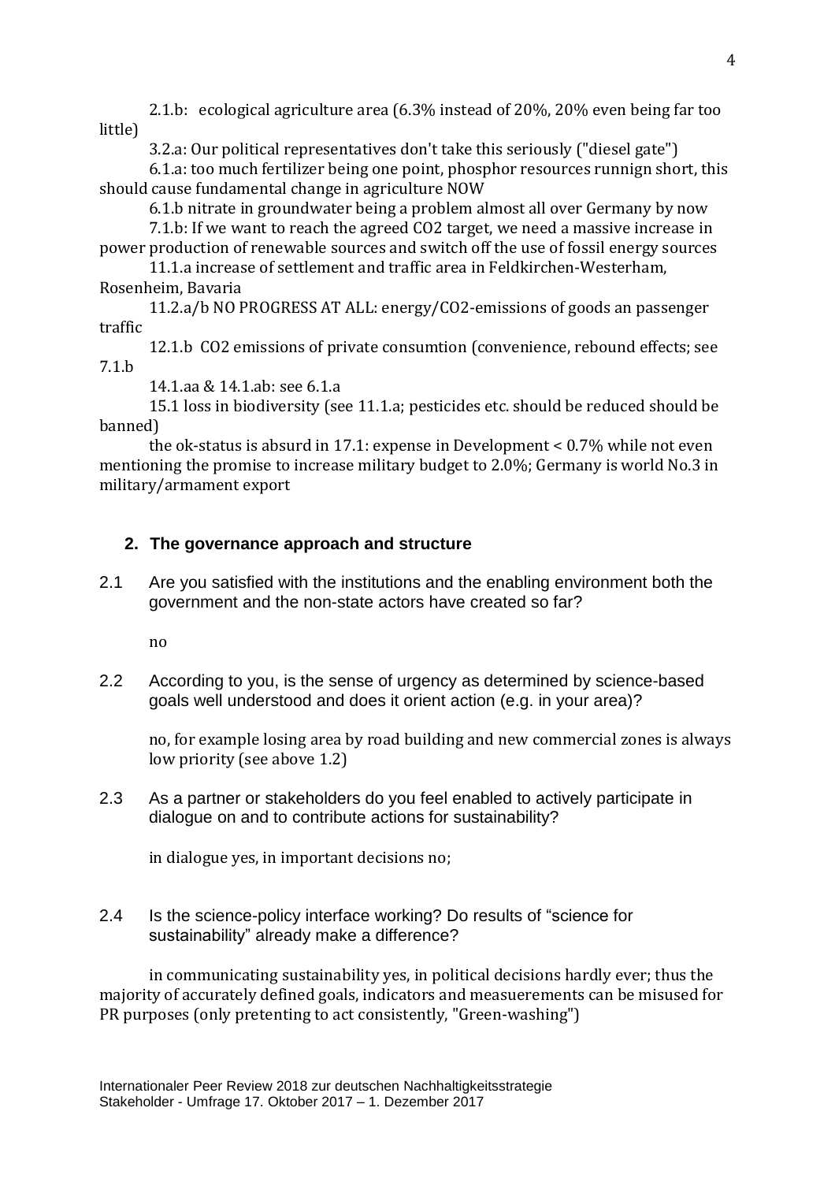2.1.b: ecological agriculture area (6.3% instead of 20%, 20% even being far too little)

3.2.a: Our political representatives don't take this seriously ("diesel gate")

6.1.a: too much fertilizer being one point, phosphor resources runnign short, this should cause fundamental change in agriculture NOW

6.1.b nitrate in groundwater being a problem almost all over Germany by now

7.1.b: If we want to reach the agreed $CO_2$ target, we need a massive increase in power production of renewable sources and switch off the use of fossil energy sources

11.1.a increase of settlement and traffic area in Feldkirchen-Westerham, Rosenheim, Bavaria

11.2.a/b NO PROGRESS AT ALL: energy/$CO_2$-emissions of goods an passenger traffic

12.1.b $CO_2$ emissions of private consumtion (convenience, rebound effects; see 7.1.b

14.1.aa & 14.1.ab: see 6.1.a

15.1 loss in biodiversity (see 11.1.a; pesticides etc. should be reduced should be banned)

the ok-status is absurd in 17.1: expense in Development < 0.7% while not even mentioning the promise to increase military budget to 2.0%; Germany is world No.3 in military/armament export

## 2. The governance approach and structure

2.1 Are you satisfied with the institutions and the enabling environment both the government and the non-state actors have created so far?

no

2.2 According to you, is the sense of urgency as determined by science-based goals well understood and does it orient action (e.g. in your area)?

no, for example losing area by road building and new commercial zones is always low priority (see above 1.2)

2.3 As a partner or stakeholders do you feel enabled to actively participate in dialogue on and to contribute actions for sustainability?

in dialogue yes, in important decisions no;

2.4 Is the science-policy interface working? Do results of "science for sustainability" already make a difference?

in communicating sustainability yes, in political decisions hardly ever; thus the majority of accurately defined goals, indicators and measuerements can be misused for PR purposes (only pretenting to act consistently, "Green-washing")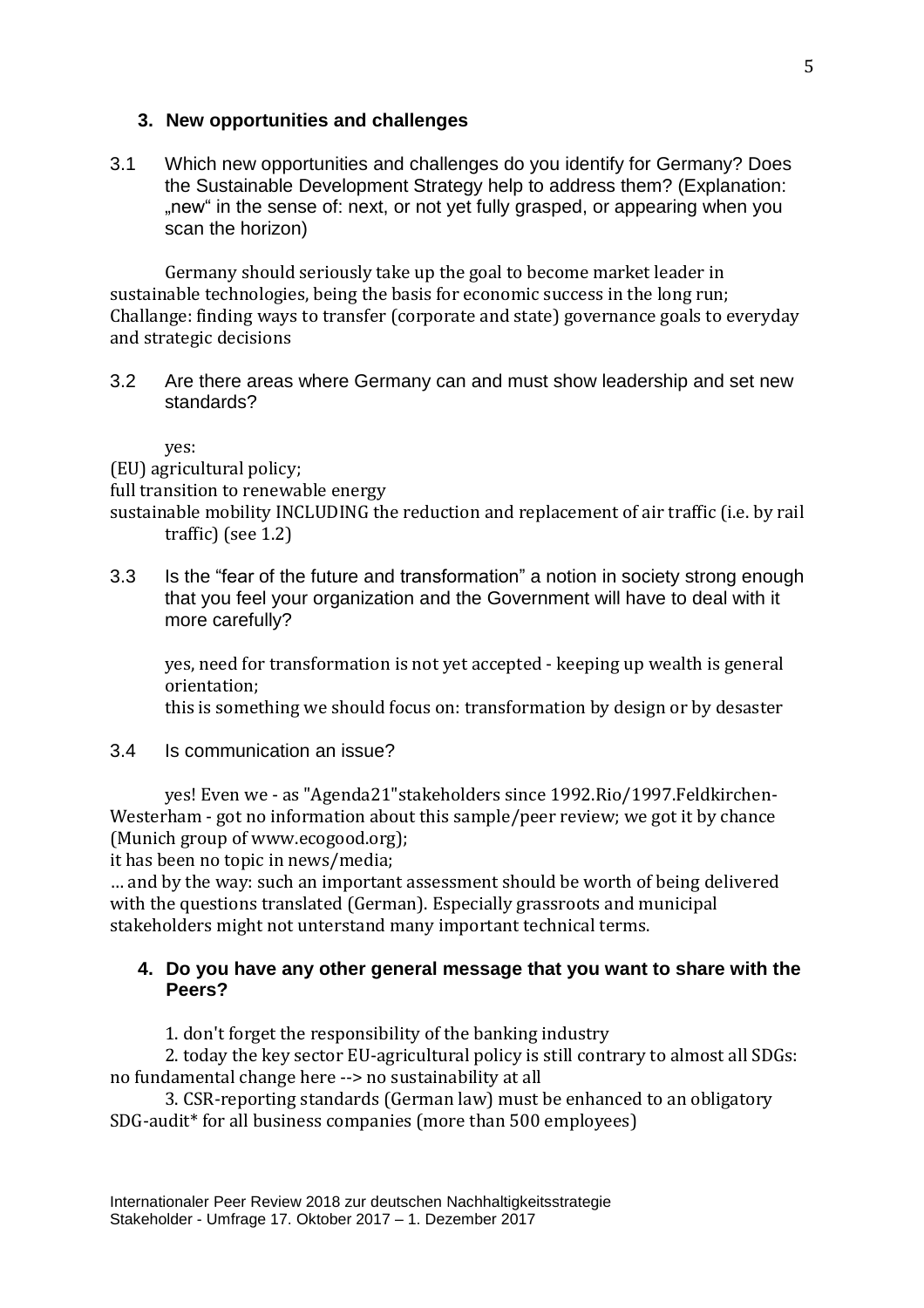## 3. New opportunities and challenges

3.1 Which new opportunities and challenges do you identify for Germany? Does the Sustainable Development Strategy help to address them? (Explanation: „new“ in the sense of: next, or not yet fully grasped, or appearing when you scan the horizon)

Germany should seriously take up the goal to become market leader in sustainable technologies, being the basis for economic success in the long run; Challange: finding ways to transfer (corporate and state) governance goals to everyday and strategic decisions

3.2 Are there areas where Germany can and must show leadership and set new standards?

yes:
(EU) agricultural policy;
full transition to renewable energy
sustainable mobility INCLUDING the reduction and replacement of air traffic (i.e. by rail traffic) (see 1.2)

3.3 Is the “fear of the future and transformation” a notion in society strong enough that you feel your organization and the Government will have to deal with it more carefully?

yes, need for transformation is not yet accepted - keeping up wealth is general orientation;
this is something we should focus on: transformation by design or by desaster

3.4 Is communication an issue?

yes! Even we - as "Agenda21"stakeholders since 1992.Rio/1997.Feldkirchen-Westerham - got no information about this sample/peer review; we got it by chance (Munich group of www.ecogood.org);
it has been no topic in news/media;
… and by the way: such an important assessment should be worth of being delivered with the questions translated (German). Especially grassroots and municipal stakeholders might not unterstand many important technical terms.

## 4. Do you have any other general message that you want to share with the Peers?

1. don't forget the responsibility of the banking industry
2. today the key sector EU-agricultural policy is still contrary to almost all SDGs: no fundamental change here --> no sustainability at all
3. CSR-reporting standards (German law) must be enhanced to an obligatory SDG-audit* for all business companies (more than 500 employees)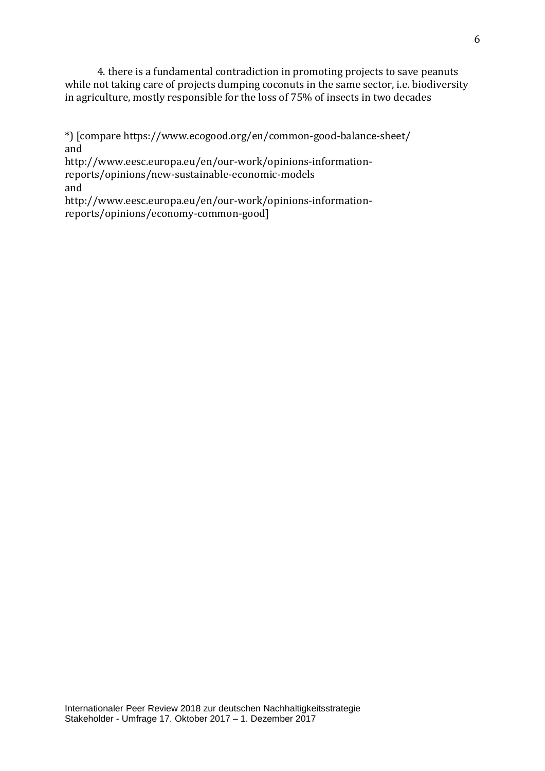4. there is a fundamental contradiction in promoting projects to save peanuts while not taking care of projects dumping coconuts in the same sector, i.e. biodiversity in agriculture, mostly responsible for the loss of 75% of insects in two decades

*) [compare https://www.ecogood.org/en/common-good-balance-sheet/
and
http://www.eesc.europa.eu/en/our-work/opinions-information-reports/opinions/new-sustainable-economic-models
and
http://www.eesc.europa.eu/en/our-work/opinions-information-reports/opinions/economy-common-good]